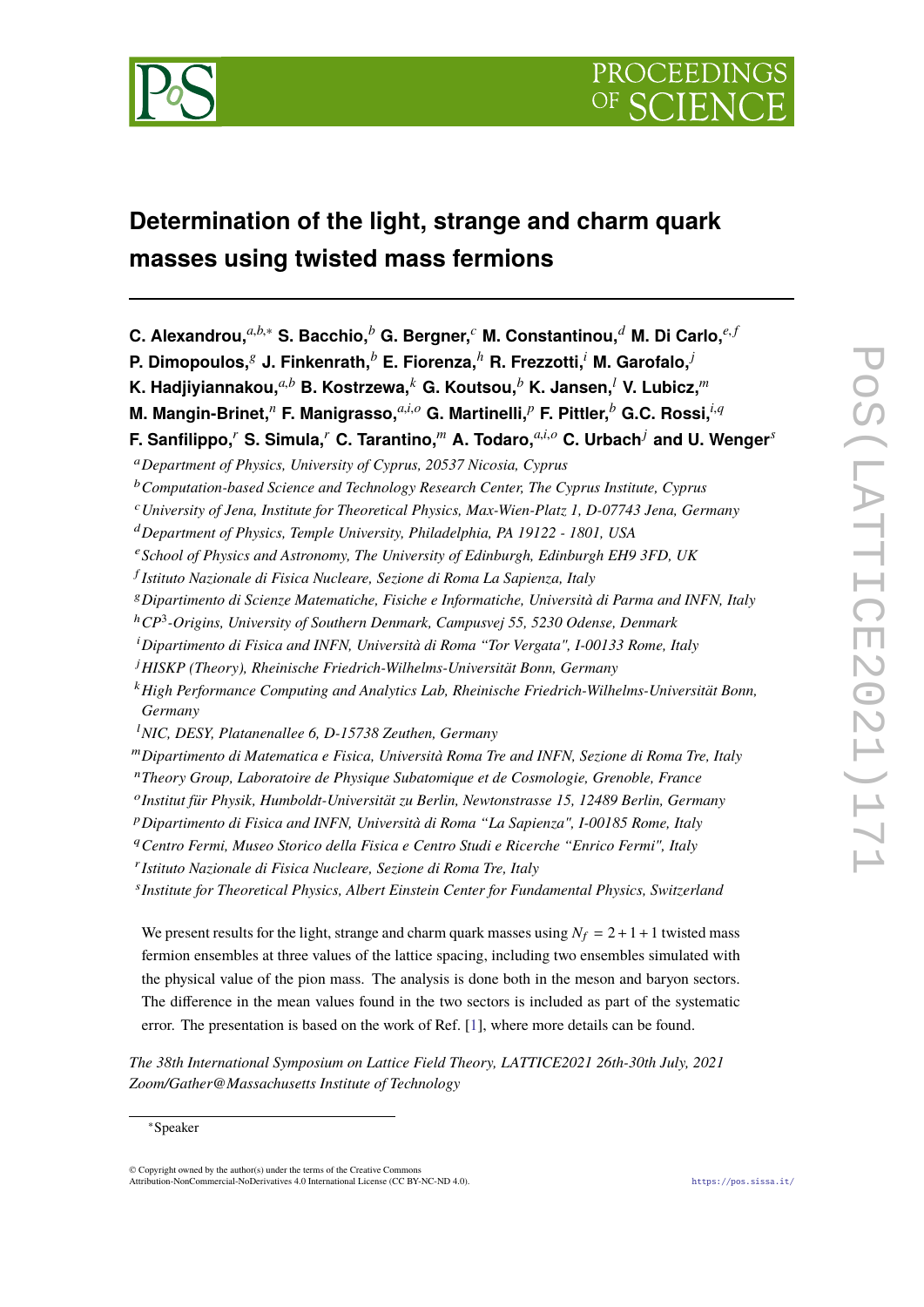# Determination of the light, strange and charm quark masses using twisted mass fermions

**C. Alexandrou,**[a,b,*] **S. Bacchio,**[b] **G. Bergner,**[c] **M. Constantinou,**[d] **M. Di Carlo,**[e,f] **P. Dimopoulos,**[g] **J. Finkenrath,**[b] **E. Fiorenza,**[h] **R. Frezzotti,**[i] **M. Garofalo,**[j] **K. Hadjiyiannakou,**[a,b] **B. Kostrzewa,**[k] **G. Koutsou,**[b] **K. Jansen,**[l] **V. Lubicz,**[m] **M. Mangin-Brinet,**[n] **F. Manigrasso,**[a,i,o] **G. Martinelli,**[p] **F. Pittler,**[b] **G.C. Rossi,**[i,q] **F. Sanfilippo,**[r] **S. Simula,**[r] **C. Tarantino,**[m] **A. Todaro,**[a,i,o] **C. Urbach**[j] **and U. Wenger**[s]

[a] *Department of Physics, University of Cyprus, 20537 Nicosia, Cyprus*
[b] *Computation-based Science and Technology Research Center, The Cyprus Institute, Cyprus*
[c] *University of Jena, Institute for Theoretical Physics, Max-Wien-Platz 1, D-07743 Jena, Germany*
[d] *Department of Physics, Temple University, Philadelphia, PA 19122 - 1801, USA*
[e] *School of Physics and Astronomy, The University of Edinburgh, Edinburgh EH9 3FD, UK*
[f] *Istituto Nazionale di Fisica Nucleare, Sezione di Roma La Sapienza, Italy*
[g] *Dipartimento di Scienze Matematiche, Fisiche e Informatiche, Università di Parma and INFN, Italy*
[h] *$CP^3$-Origins, University of Southern Denmark, Campusvej 55, 5230 Odense, Denmark*
[i] *Dipartimento di Fisica and INFN, Università di Roma "Tor Vergata", I-00133 Rome, Italy*
[j] *HISKP (Theory), Rheinische Friedrich-Wilhelms-Universität Bonn, Germany*
[k] *High Performance Computing and Analytics Lab, Rheinische Friedrich-Wilhelms-Universität Bonn, Germany*
[l] *NIC, DESY, Platanenallee 6, D-15738 Zeuthen, Germany*
[m] *Dipartimento di Matematica e Fisica, Università Roma Tre and INFN, Sezione di Roma Tre, Italy*
[n] *Theory Group, Laboratoire de Physique Subatomique et de Cosmologie, Grenoble, France*
[o] *Institut für Physik, Humboldt-Universität zu Berlin, Newtonstrasse 15, 12489 Berlin, Germany*
[p] *Dipartimento di Fisica and INFN, Università di Roma "La Sapienza", I-00185 Rome, Italy*
[q] *Centro Fermi, Museo Storico della Fisica e Centro Studi e Ricerche "Enrico Fermi", Italy*
[r] *Istituto Nazionale di Fisica Nucleare, Sezione di Roma Tre, Italy*
[s] *Institute for Theoretical Physics, Albert Einstein Center for Fundamental Physics, Switzerland*

We present results for the light, strange and charm quark masses using $N_f = 2 + 1 + 1$ twisted mass fermion ensembles at three values of the lattice spacing, including two ensembles simulated with the physical value of the pion mass. The analysis is done both in the meson and baryon sectors. The difference in the mean values found in the two sectors is included as part of the systematic error. The presentation is based on the work of Ref. [1], where more details can be found.

*The 38th International Symposium on Lattice Field Theory, LATTICE2021 26th-30th July, 2021 Zoom/Gather@Massachusetts Institute of Technology*

*Speaker

© Copyright owned by the author(s) under the terms of the Creative Commons Attribution-NonCommercial-NoDerivatives 4.0 International License (CC BY-NC-ND 4.0).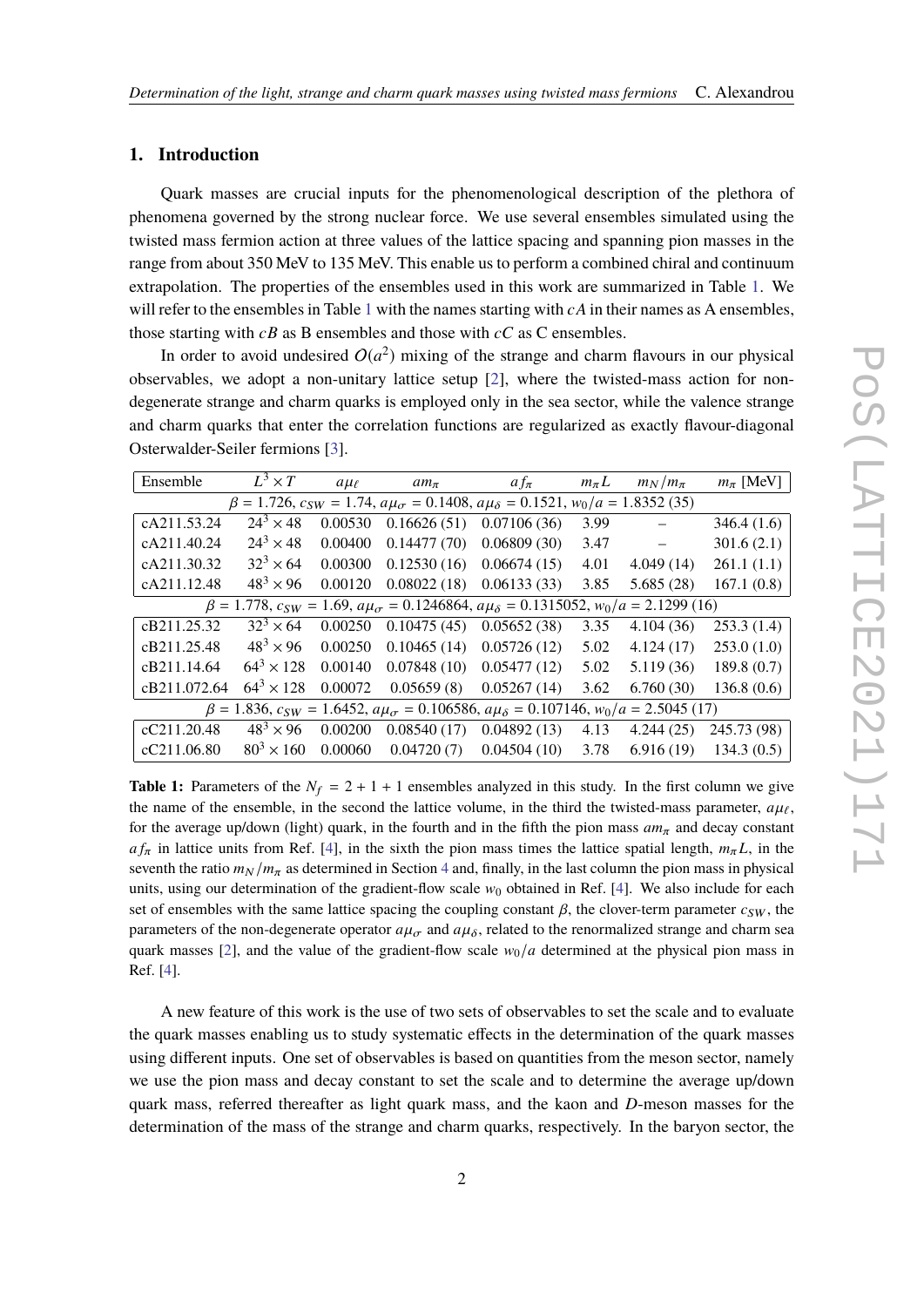## 1. Introduction

Quark masses are crucial inputs for the phenomenological description of the plethora of phenomena governed by the strong nuclear force. We use several ensembles simulated using the twisted mass fermion action at three values of the lattice spacing and spanning pion masses in the range from about 350 MeV to 135 MeV. This enable us to perform a combined chiral and continuum extrapolation. The properties of the ensembles used in this work are summarized in Table 1. We will refer to the ensembles in Table 1 with the names starting with $cA$ in their names as A ensembles, those starting with $cB$ as B ensembles and those with $cC$ as C ensembles.

In order to avoid undesired $O(a^2)$ mixing of the strange and charm flavours in our physical observables, we adopt a non-unitary lattice setup [2], where the twisted-mass action for non-degenerate strange and charm quarks is employed only in the sea sector, while the valence strange and charm quarks that enter the correlation functions are regularized as exactly flavour-diagonal Osterwalder-Seiler fermions [3].

| Ensemble | $L^3 \times T$ | $a\mu_\ell$ | $am_\pi$ | $af_\pi$ | $m_\pi L$ | $m_N/m_\pi$ | $m_\pi$ [MeV] |
|---|---|---|---|---|---|---|---|
| $\beta = 1.726$, $c_{SW} = 1.74$, $a\mu_\sigma = 0.1408$, $a\mu_\delta = 0.1521$, $w_0/a = 1.8352\ (35)$ | | | | | | | |
| cA211.53.24 | $24^3 \times 48$ | 0.00530 | 0.16626 (51) | 0.07106 (36) | 3.99 | – | 346.4 (1.6) |
| cA211.40.24 | $24^3 \times 48$ | 0.00400 | 0.14477 (70) | 0.06809 (30) | 3.47 | – | 301.6 (2.1) |
| cA211.30.32 | $32^3 \times 64$ | 0.00300 | 0.12530 (16) | 0.06674 (15) | 4.01 | 4.049 (14) | 261.1 (1.1) |
| cA211.12.48 | $48^3 \times 96$ | 0.00120 | 0.08022 (18) | 0.06133 (33) | 3.85 | 5.685 (28) | 167.1 (0.8) |
| $\beta = 1.778$, $c_{SW} = 1.69$, $a\mu_\sigma = 0.1246864$, $a\mu_\delta = 0.1315052$, $w_0/a = 2.1299\ (16)$ | | | | | | | |
| cB211.25.32 | $32^3 \times 64$ | 0.00250 | 0.10475 (45) | 0.05652 (38) | 3.35 | 4.104 (36) | 253.3 (1.4) |
| cB211.25.48 | $48^3 \times 96$ | 0.00250 | 0.10465 (14) | 0.05726 (12) | 5.02 | 4.124 (17) | 253.0 (1.0) |
| cB211.14.64 | $64^3 \times 128$ | 0.00140 | 0.07848 (10) | 0.05477 (12) | 5.02 | 5.119 (36) | 189.8 (0.7) |
| cB211.072.64 | $64^3 \times 128$ | 0.00072 | 0.05659 (8) | 0.05267 (14) | 3.62 | 6.760 (30) | 136.8 (0.6) |
| $\beta = 1.836$, $c_{SW} = 1.6452$, $a\mu_\sigma = 0.106586$, $a\mu_\delta = 0.107146$, $w_0/a = 2.5045\ (17)$ | | | | | | | |
| cC211.20.48 | $48^3 \times 96$ | 0.00200 | 0.08540 (17) | 0.04892 (13) | 4.13 | 4.244 (25) | 245.73 (98) |
| cC211.06.80 | $80^3 \times 160$ | 0.00060 | 0.04720 (7) | 0.04504 (10) | 3.78 | 6.916 (19) | 134.3 (0.5) |

**Table 1:** Parameters of the $N_f = 2 + 1 + 1$ ensembles analyzed in this study. In the first column we give the name of the ensemble, in the second the lattice volume, in the third the twisted-mass parameter, $a\mu_\ell$, for the average up/down (light) quark, in the fourth and in the fifth the pion mass $am_\pi$ and decay constant $af_\pi$ in lattice units from Ref. [4], in the sixth the pion mass times the lattice spatial length, $m_\pi L$, in the seventh the ratio $m_N/m_\pi$ as determined in Section 4 and, finally, in the last column the pion mass in physical units, using our determination of the gradient-flow scale $w_0$ obtained in Ref. [4]. We also include for each set of ensembles with the same lattice spacing the coupling constant $\beta$, the clover-term parameter $c_{SW}$, the parameters of the non-degenerate operator $a\mu_\sigma$ and $a\mu_\delta$, related to the renormalized strange and charm sea quark masses [2], and the value of the gradient-flow scale $w_0/a$ determined at the physical pion mass in Ref. [4].

A new feature of this work is the use of two sets of observables to set the scale and to evaluate the quark masses enabling us to study systematic effects in the determination of the quark masses using different inputs. One set of observables is based on quantities from the meson sector, namely we use the pion mass and decay constant to set the scale and to determine the average up/down quark mass, referred thereafter as light quark mass, and the kaon and $D$-meson masses for the determination of the mass of the strange and charm quarks, respectively. In the baryon sector, the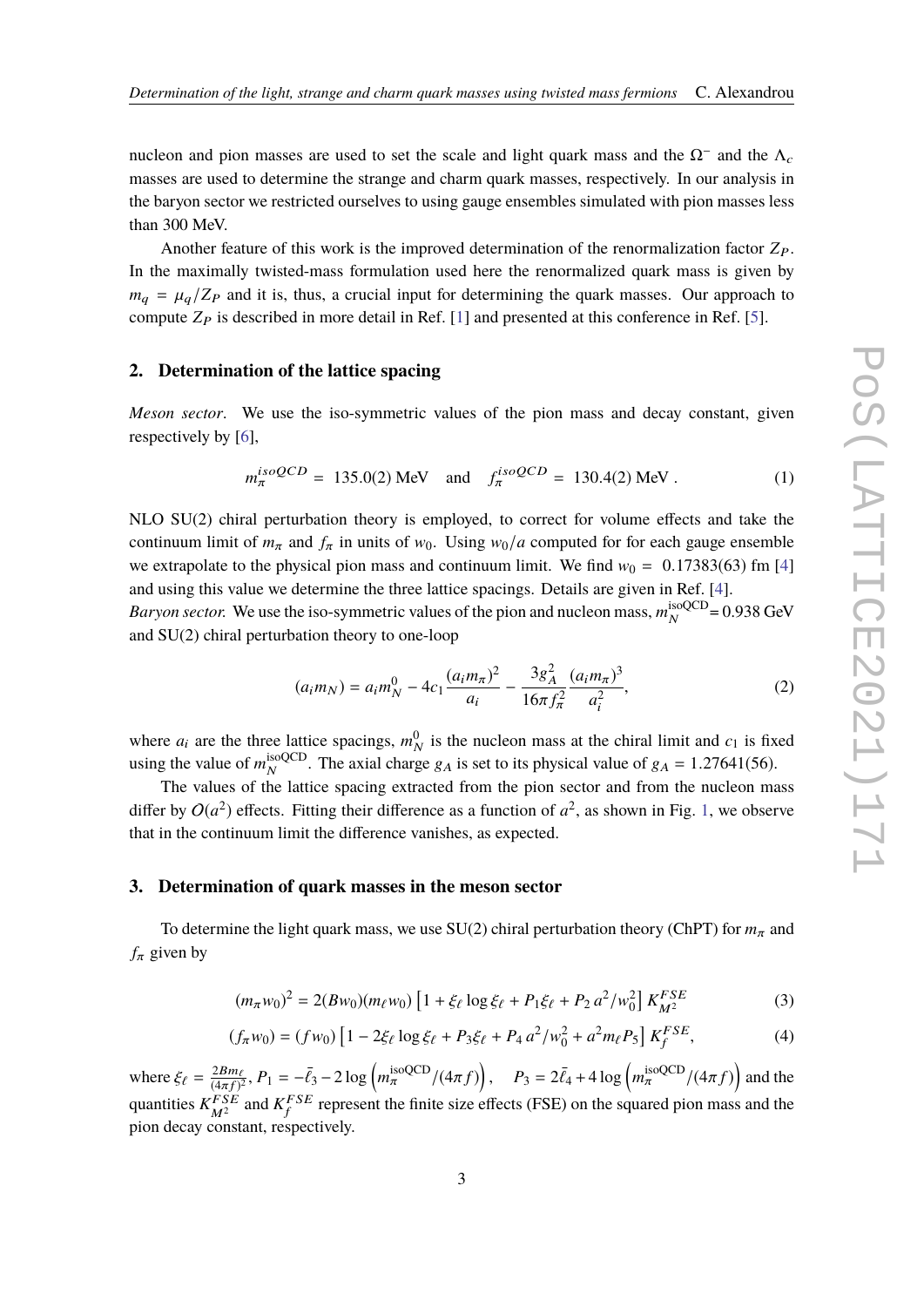nucleon and pion masses are used to set the scale and light quark mass and the $\Omega^-$ and the $\Lambda_c$ masses are used to determine the strange and charm quark masses, respectively. In our analysis in the baryon sector we restricted ourselves to using gauge ensembles simulated with pion masses less than 300 MeV.

Another feature of this work is the improved determination of the renormalization factor $Z_P$. In the maximally twisted-mass formulation used here the renormalized quark mass is given by $m_q = \mu_q/Z_P$ and it is, thus, a crucial input for determining the quark masses. Our approach to compute $Z_P$ is described in more detail in Ref. [1] and presented at this conference in Ref. [5].

## 2. Determination of the lattice spacing

*Meson sector*. We use the iso-symmetric values of the pion mass and decay constant, given respectively by [6],

$$m_\pi^{isoQCD} = 135.0(2) \text{ MeV} \quad \text{and} \quad f_\pi^{isoQCD} = 130.4(2) \text{ MeV} . \tag{1}$$

NLO SU(2) chiral perturbation theory is employed, to correct for volume effects and take the continuum limit of $m_\pi$ and $f_\pi$ in units of $w_0$. Using $w_0/a$ computed for for each gauge ensemble we extrapolate to the physical pion mass and continuum limit. We find $w_0 = 0.17383(63)$ fm [4] and using this value we determine the three lattice spacings. Details are given in Ref. [4].
*Baryon sector.* We use the iso-symmetric values of the pion and nucleon mass, $m_N^{\text{isoQCD}}$= 0.938 GeV and SU(2) chiral perturbation theory to one-loop

$$(a_i m_N) = a_i m_N^0 - 4c_1 \frac{(a_i m_\pi)^2}{a_i} - \frac{3g_A^2}{16\pi f_\pi^2}\frac{(a_i m_\pi)^3}{a_i^2}, \tag{2}$$

where $a_i$ are the three lattice spacings, $m_N^0$ is the nucleon mass at the chiral limit and $c_1$ is fixed using the value of $m_N^{\text{isoQCD}}$. The axial charge $g_A$ is set to its physical value of $g_A = 1.27641(56)$.

The values of the lattice spacing extracted from the pion sector and from the nucleon mass differ by $O(a^2)$ effects. Fitting their difference as a function of $a^2$, as shown in Fig. 1, we observe that in the continuum limit the difference vanishes, as expected.

## 3. Determination of quark masses in the meson sector

To determine the light quark mass, we use SU(2) chiral perturbation theory (ChPT) for $m_\pi$ and $f_\pi$ given by

$$(m_\pi w_0)^2 = 2(Bw_0)(m_\ell w_0)\left[1 + \xi_\ell \log \xi_\ell + P_1 \xi_\ell + P_2\, a^2/w_0^2\right] K_{M^2}^{FSE} \tag{3}$$

$$(f_\pi w_0) = (f w_0)\left[1 - 2\xi_\ell \log \xi_\ell + P_3 \xi_\ell + P_4\, a^2/w_0^2 + a^2 m_\ell P_5\right] K_f^{FSE}, \tag{4}$$

where $\xi_\ell = \frac{2Bm_\ell}{(4\pi f)^2}$, $P_1 = -\bar{\ell}_3 - 2\log\left(m_\pi^{\text{isoQCD}}/(4\pi f)\right)$, $\quad P_3 = 2\bar{\ell}_4 + 4\log\left(m_\pi^{\text{isoQCD}}/(4\pi f)\right)$ and the quantities $K_{M^2}^{FSE}$ and $K_f^{FSE}$ represent the finite size effects (FSE) on the squared pion mass and the pion decay constant, respectively.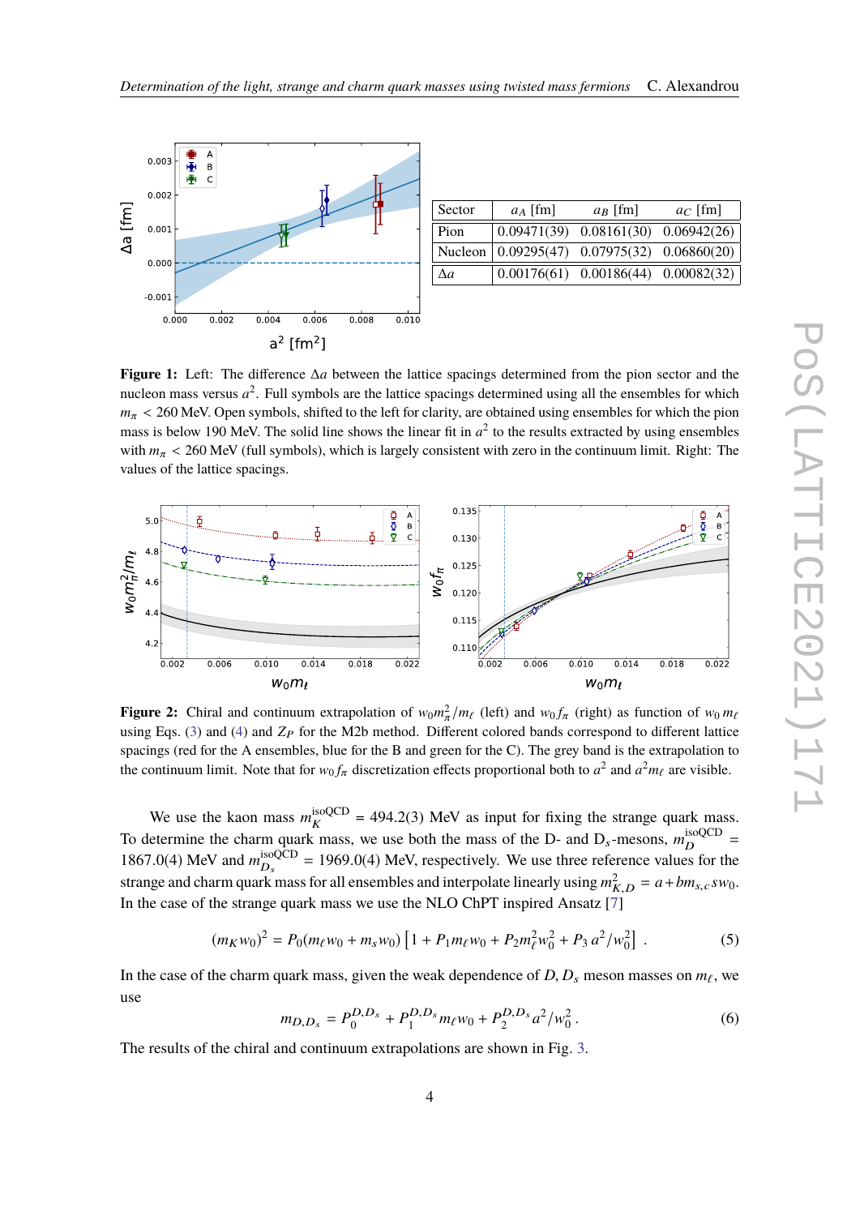| Sector | $a_A$ [fm] | $a_B$ [fm] | $a_C$ [fm] |
|---|---|---|---|
| Pion | 0.09471(39) | 0.08161(30) | 0.06942(26) |
| Nucleon | 0.09295(47) | 0.07975(32) | 0.06860(20) |
| $\Delta a$ | 0.00176(61) | 0.00186(44) | 0.00082(32) |

**Figure 1:** Left: The difference $\Delta a$ between the lattice spacings determined from the pion sector and the nucleon mass versus $a^2$. Full symbols are the lattice spacings determined using all the ensembles for which $m_\pi < 260$ MeV. Open symbols, shifted to the left for clarity, are obtained using ensembles for which the pion mass is below 190 MeV. The solid line shows the linear fit in $a^2$ to the results extracted by using ensembles with $m_\pi < 260$ MeV (full symbols), which is largely consistent with zero in the continuum limit. Right: The values of the lattice spacings.

**Figure 2:** Chiral and continuum extrapolation of $w_0 m_\pi^2/m_\ell$ (left) and $w_0 f_\pi$ (right) as function of $w_0 m_\ell$ using Eqs. (3) and (4) and $Z_P$ for the M2b method. Different colored bands correspond to different lattice spacings (red for the A ensembles, blue for the B and green for the C). The grey band is the extrapolation to the continuum limit. Note that for $w_0 f_\pi$ discretization effects proportional both to $a^2$ and $a^2 m_\ell$ are visible.

We use the kaon mass $m_K^{\rm isoQCD} = 494.2(3)$ MeV as input for fixing the strange quark mass. To determine the charm quark mass, we use both the mass of the D- and $D_s$-mesons, $m_D^{\rm isoQCD} = 1867.0(4)$ MeV and $m_{D_s}^{\rm isoQCD} = 1969.0(4)$ MeV, respectively. We use three reference values for the strange and charm quark mass for all ensembles and interpolate linearly using $m_{K,D}^2 = a + b m_{s,c} w_0$. In the case of the strange quark mass we use the NLO ChPT inspired Ansatz [7]

$$(m_K w_0)^2 = P_0(m_\ell w_0 + m_s w_0)\left[1 + P_1 m_\ell w_0 + P_2 m_\ell^2 w_0^2 + P_3\, a^2/w_0^2\right] . \tag{5}$$

In the case of the charm quark mass, given the weak dependence of $D, D_s$ meson masses on $m_\ell$, we use

$$m_{D,D_s} = P_0^{D,D_s} + P_1^{D,D_s} m_\ell w_0 + P_2^{D,D_s} a^2/w_0^2 . \tag{6}$$

The results of the chiral and continuum extrapolations are shown in Fig. 3.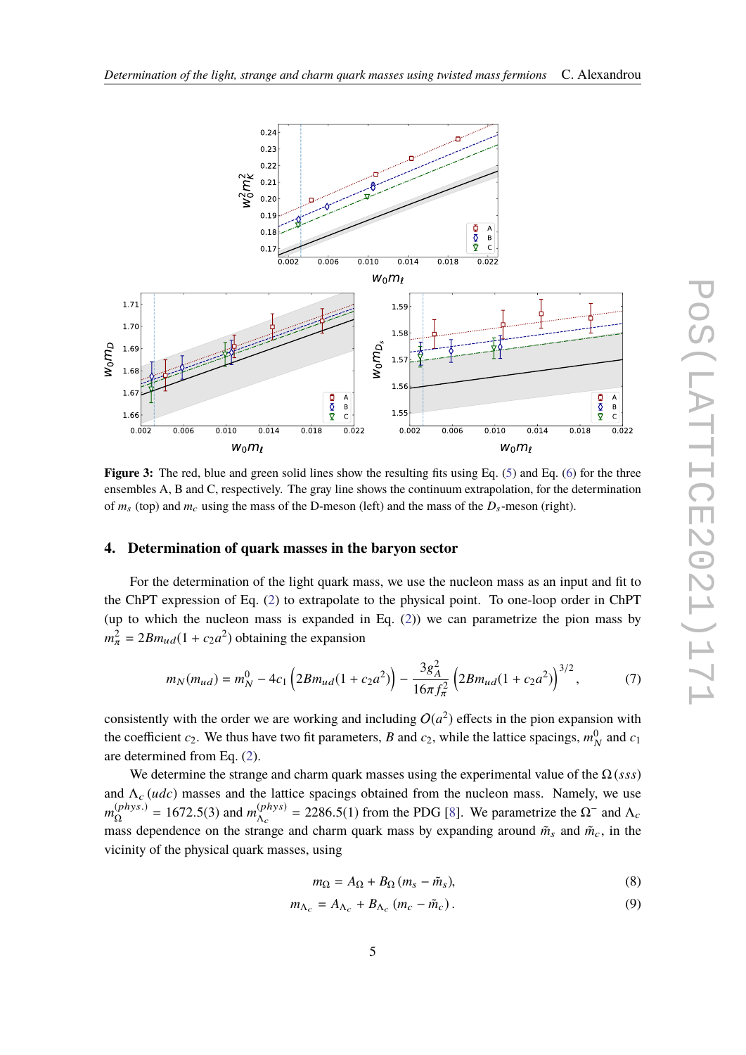**Figure 3:** The red, blue and green solid lines show the resulting fits using Eq. (5) and Eq. (6) for the three ensembles A, B and C, respectively. The gray line shows the continuum extrapolation, for the determination of $m_s$ (top) and $m_c$ using the mass of the D-meson (left) and the mass of the $D_s$-meson (right).

## 4. Determination of quark masses in the baryon sector

For the determination of the light quark mass, we use the nucleon mass as an input and fit to the ChPT expression of Eq. (2) to extrapolate to the physical point. To one-loop order in ChPT (up to which the nucleon mass is expanded in Eq. (2)) we can parametrize the pion mass by $m_\pi^2 = 2Bm_{ud}(1 + c_2 a^2)$ obtaining the expansion

$$m_N(m_{ud}) = m_N^0 - 4c_1\left(2Bm_{ud}(1 + c_2 a^2)\right) - \frac{3g_A^2}{16\pi f_\pi^2}\left(2Bm_{ud}(1 + c_2 a^2)\right)^{3/2}, \tag{7}$$

consistently with the order we are working and including $O(a^2)$ effects in the pion expansion with the coefficient $c_2$. We thus have two fit parameters, $B$ and $c_2$, while the lattice spacings, $m_N^0$ and $c_1$ are determined from Eq. (2).

We determine the strange and charm quark masses using the experimental value of the $\Omega\,(sss)$ and $\Lambda_c\,(udc)$ masses and the lattice spacings obtained from the nucleon mass. Namely, we use $m_\Omega^{(phys.)} = 1672.5(3)$ and $m_{\Lambda_c}^{(phys)} = 2286.5(1)$ from the PDG [8]. We parametrize the $\Omega^-$ and $\Lambda_c$ mass dependence on the strange and charm quark mass by expanding around $\tilde{m}_s$ and $\tilde{m}_c$, in the vicinity of the physical quark masses, using

$$m_\Omega = A_\Omega + B_\Omega\,(m_s - \tilde{m}_s), \tag{8}$$

$$m_{\Lambda_c} = A_{\Lambda_c} + B_{\Lambda_c}\,(m_c - \tilde{m}_c)\,. \tag{9}$$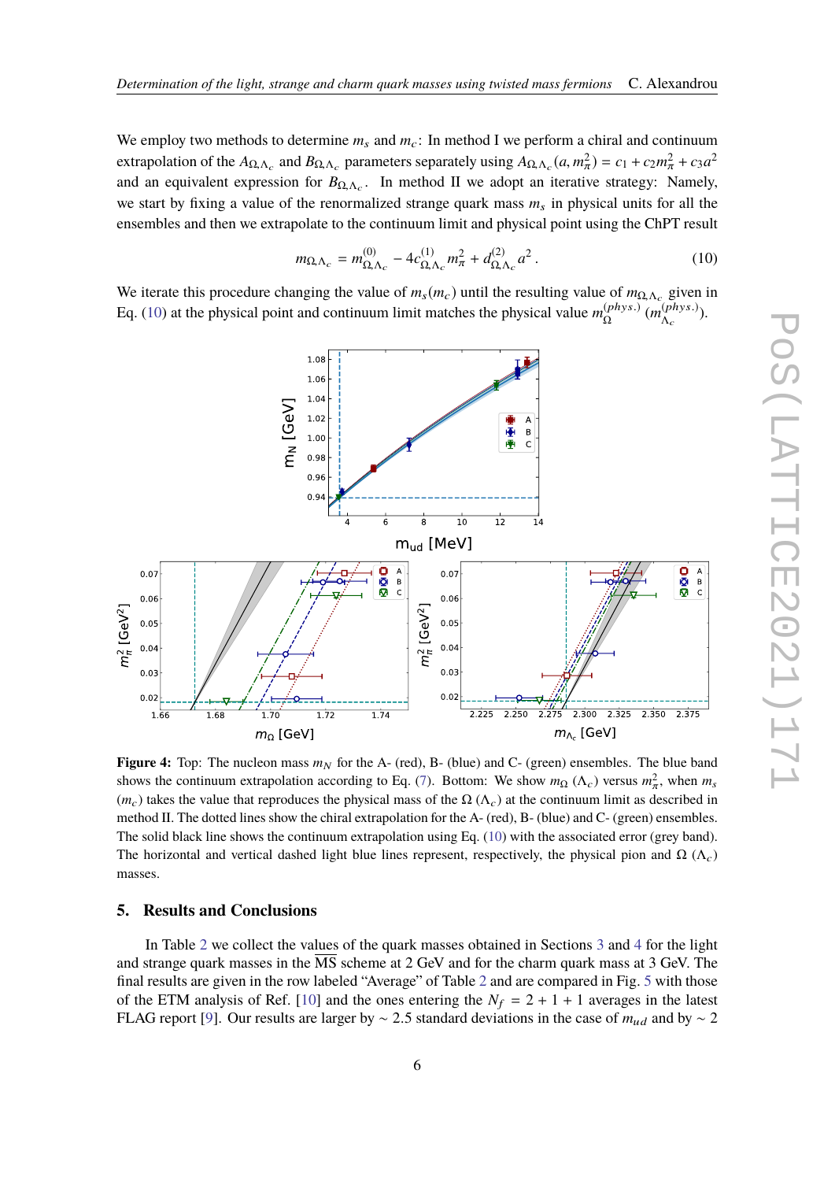We employ two methods to determine $m_s$ and $m_c$: In method I we perform a chiral and continuum extrapolation of the $A_{\Omega,\Lambda_c}$ and $B_{\Omega,\Lambda_c}$ parameters separately using $A_{\Omega,\Lambda_c}(a, m_\pi^2) = c_1 + c_2 m_\pi^2 + c_3 a^2$ and an equivalent expression for $B_{\Omega,\Lambda_c}$. In method II we adopt an iterative strategy: Namely, we start by fixing a value of the renormalized strange quark mass $m_s$ in physical units for all the ensembles and then we extrapolate to the continuum limit and physical point using the ChPT result

$$m_{\Omega,\Lambda_c} = m^{(0)}_{\Omega,\Lambda_c} - 4c^{(1)}_{\Omega,\Lambda_c} m_\pi^2 + d^{(2)}_{\Omega,\Lambda_c} a^2 \,. \tag{10}$$

We iterate this procedure changing the value of $m_s(m_c)$ until the resulting value of $m_{\Omega,\Lambda_c}$ given in Eq. (10) at the physical point and continuum limit matches the physical value $m_\Omega^{(phys.)}$ ($m_{\Lambda_c}^{(phys.)}$).

**Figure 4:** Top: The nucleon mass $m_N$ for the A- (red), B- (blue) and C- (green) ensembles. The blue band shows the continuum extrapolation according to Eq. (7). Bottom: We show $m_\Omega$ ($\Lambda_c$) versus $m_\pi^2$, when $m_s$ ($m_c$) takes the value that reproduces the physical mass of the $\Omega$ ($\Lambda_c$) at the continuum limit as described in method II. The dotted lines show the chiral extrapolation for the A- (red), B- (blue) and C- (green) ensembles. The solid black line shows the continuum extrapolation using Eq. (10) with the associated error (grey band). The horizontal and vertical dashed light blue lines represent, respectively, the physical pion and $\Omega$ ($\Lambda_c$) masses.

## 5. Results and Conclusions

In Table 2 we collect the values of the quark masses obtained in Sections 3 and 4 for the light and strange quark masses in the $\overline{\text{MS}}$ scheme at 2 GeV and for the charm quark mass at 3 GeV. The final results are given in the row labeled "Average" of Table 2 and are compared in Fig. 5 with those of the ETM analysis of Ref. [10] and the ones entering the $N_f = 2 + 1 + 1$ averages in the latest FLAG report [9]. Our results are larger by $\sim 2.5$ standard deviations in the case of $m_{ud}$ and by $\sim 2$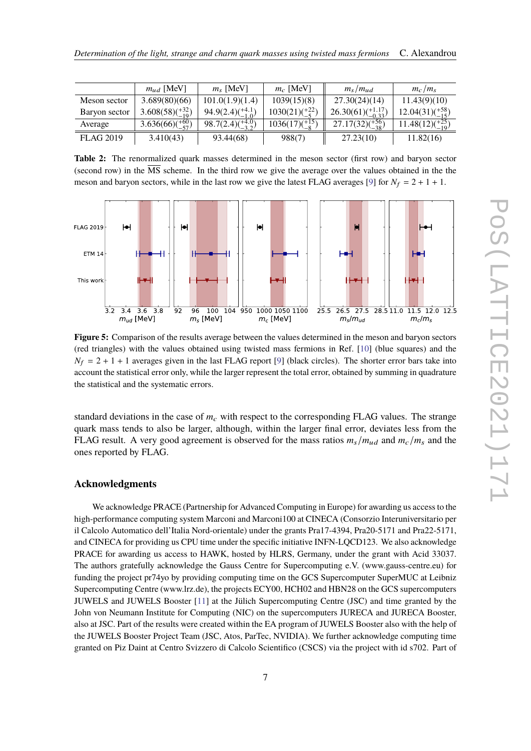|  | $m_{ud}$ [MeV] | $m_s$ [MeV] | $m_c$ [MeV] | $m_s/m_{ud}$ | $m_c/m_s$ |
|---|---|---|---|---|---|
| Meson sector | 3.689(80)(66) | 101.0(1.9)(1.4) | 1039(15)(8) | 27.30(24)(14) | 11.43(9)(10) |
| Baryon sector | $3.608(58)(^{+32}_{-19})$ | $94.9(2.4)(^{+4.1}_{-1.0})$ | $1030(21)(^{+22}_{-5})$ | $26.30(61)(^{+1.17}_{-0.33})$ | $12.04(31)(^{+58}_{-15})$ |
| Average | $3.636(66)(^{+60}_{-57})$ | $98.7(2.4)(^{+4.0}_{-3.2})$ | $1036(17)(^{+15}_{-8})$ | $27.17(32)(^{+56}_{-38})$ | $11.48(12)(^{+25}_{-19})$ |
| FLAG 2019 | 3.410(43) | 93.44(68) | 988(7) | 27.23(10) | 11.82(16) |

**Table 2:** The renormalized quark masses determined in the meson sector (first row) and baryon sector (second row) in the $\overline{\text{MS}}$ scheme. In the third row we give the average over the values obtained in the the meson and baryon sectors, while in the last row we give the latest FLAG averages [9] for $N_f = 2 + 1 + 1$.

**Figure 5:** Comparison of the results average between the values determined in the meson and baryon sectors (red triangles) with the values obtained using twisted mass fermions in Ref. [10] (blue squares) and the $N_f = 2 + 1 + 1$ averages given in the last FLAG report [9] (black circles). The shorter error bars take into account the statistical error only, while the larger represent the total error, obtained by summing in quadrature the statistical and the systematic errors.

standard deviations in the case of $m_c$ with respect to the corresponding FLAG values. The strange quark mass tends to also be larger, although, within the larger final error, deviates less from the FLAG result. A very good agreement is observed for the mass ratios $m_s/m_{ud}$ and $m_c/m_s$ and the ones reported by FLAG.

## Acknowledgments

We acknowledge PRACE (Partnership for Advanced Computing in Europe) for awarding us access to the high-performance computing system Marconi and Marconi100 at CINECA (Consorzio Interuniversitario per il Calcolo Automatico dell'Italia Nord-orientale) under the grants Pra17-4394, Pra20-5171 and Pra22-5171, and CINECA for providing us CPU time under the specific initiative INFN-LQCD123. We also acknowledge PRACE for awarding us access to HAWK, hosted by HLRS, Germany, under the grant with Acid 33037. The authors gratefully acknowledge the Gauss Centre for Supercomputing e.V. (www.gauss-centre.eu) for funding the project pr74yo by providing computing time on the GCS Supercomputer SuperMUC at Leibniz Supercomputing Centre (www.lrz.de), the projects ECY00, HCH02 and HBN28 on the GCS supercomputers JUWELS and JUWELS Booster [11] at the Jülich Supercomputing Centre (JSC) and time granted by the John von Neumann Institute for Computing (NIC) on the supercomputers JURECA and JURECA Booster, also at JSC. Part of the results were created within the EA program of JUWELS Booster also with the help of the JUWELS Booster Project Team (JSC, Atos, ParTec, NVIDIA). We further acknowledge computing time granted on Piz Daint at Centro Svizzero di Calcolo Scientifico (CSCS) via the project with id s702. Part of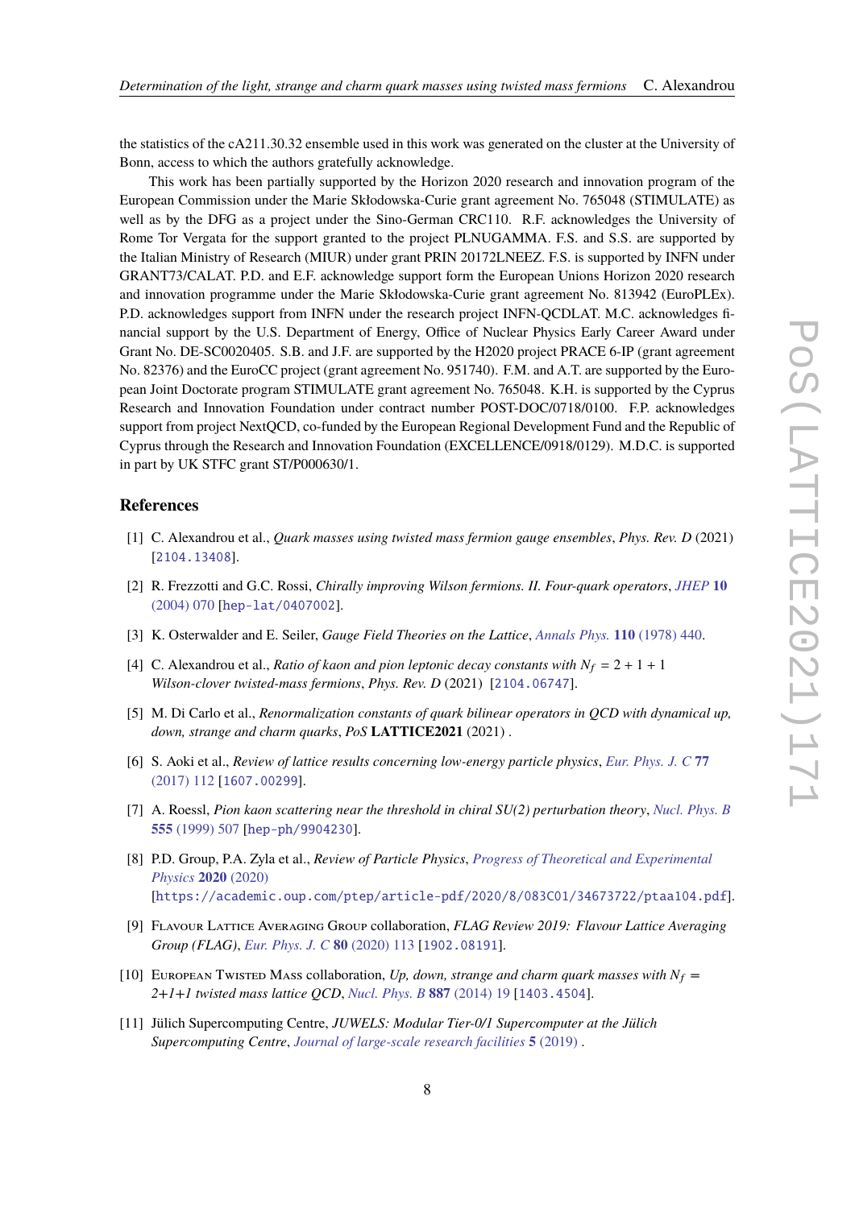the statistics of the cA211.30.32 ensemble used in this work was generated on the cluster at the University of Bonn, access to which the authors gratefully acknowledge.

This work has been partially supported by the Horizon 2020 research and innovation program of the European Commission under the Marie Skłodowska-Curie grant agreement No. 765048 (STIMULATE) as well as by the DFG as a project under the Sino-German CRC110. R.F. acknowledges the University of Rome Tor Vergata for the support granted to the project PLNUGAMMA. F.S. and S.S. are supported by the Italian Ministry of Research (MIUR) under grant PRIN 20172LNEEZ. F.S. is supported by INFN under GRANT73/CALAT. P.D. and E.F. acknowledge support form the European Unions Horizon 2020 research and innovation programme under the Marie Skłodowska-Curie grant agreement No. 813942 (EuroPLEx). P.D. acknowledges support from INFN under the research project INFN-QCDLAT. M.C. acknowledges financial support by the U.S. Department of Energy, Office of Nuclear Physics Early Career Award under Grant No. DE-SC0020405. S.B. and J.F. are supported by the H2020 project PRACE 6-IP (grant agreement No. 82376) and the EuroCC project (grant agreement No. 951740). F.M. and A.T. are supported by the European Joint Doctorate program STIMULATE grant agreement No. 765048. K.H. is supported by the Cyprus Research and Innovation Foundation under contract number POST-DOC/0718/0100. F.P. acknowledges support from project NextQCD, co-funded by the European Regional Development Fund and the Republic of Cyprus through the Research and Innovation Foundation (EXCELLENCE/0918/0129). M.D.C. is supported in part by UK STFC grant ST/P000630/1.

## References

[1] C. Alexandrou et al., *Quark masses using twisted mass fermion gauge ensembles*, *Phys. Rev. D* (2021) [2104.13408].

[2] R. Frezzotti and G.C. Rossi, *Chirally improving Wilson fermions. II. Four-quark operators*, *JHEP* **10** (2004) 070 [hep-lat/0407002].

[3] K. Osterwalder and E. Seiler, *Gauge Field Theories on the Lattice*, *Annals Phys.* **110** (1978) 440.

[4] C. Alexandrou et al., *Ratio of kaon and pion leptonic decay constants with $N_f = 2 + 1 + 1$ Wilson-clover twisted-mass fermions*, *Phys. Rev. D* (2021) [2104.06747].

[5] M. Di Carlo et al., *Renormalization constants of quark bilinear operators in QCD with dynamical up, down, strange and charm quarks*, *PoS* **LATTICE2021** (2021) .

[6] S. Aoki et al., *Review of lattice results concerning low-energy particle physics*, *Eur. Phys. J. C* **77** (2017) 112 [1607.00299].

[7] A. Roessl, *Pion kaon scattering near the threshold in chiral SU(2) perturbation theory*, *Nucl. Phys. B* **555** (1999) 507 [hep-ph/9904230].

[8] P.D. Group, P.A. Zyla et al., *Review of Particle Physics*, *Progress of Theoretical and Experimental Physics* **2020** (2020) [https://academic.oup.com/ptep/article-pdf/2020/8/083C01/34673722/ptaa104.pdf].

[9] Flavour Lattice Averaging Group collaboration, *FLAG Review 2019: Flavour Lattice Averaging Group (FLAG)*, *Eur. Phys. J. C* **80** (2020) 113 [1902.08191].

[10] European Twisted Mass collaboration, *Up, down, strange and charm quark masses with $N_f$ = 2+1+1 twisted mass lattice QCD*, *Nucl. Phys. B* **887** (2014) 19 [1403.4504].

[11] Jülich Supercomputing Centre, *JUWELS: Modular Tier-0/1 Supercomputer at the Jülich Supercomputing Centre*, *Journal of large-scale research facilities* **5** (2019) .